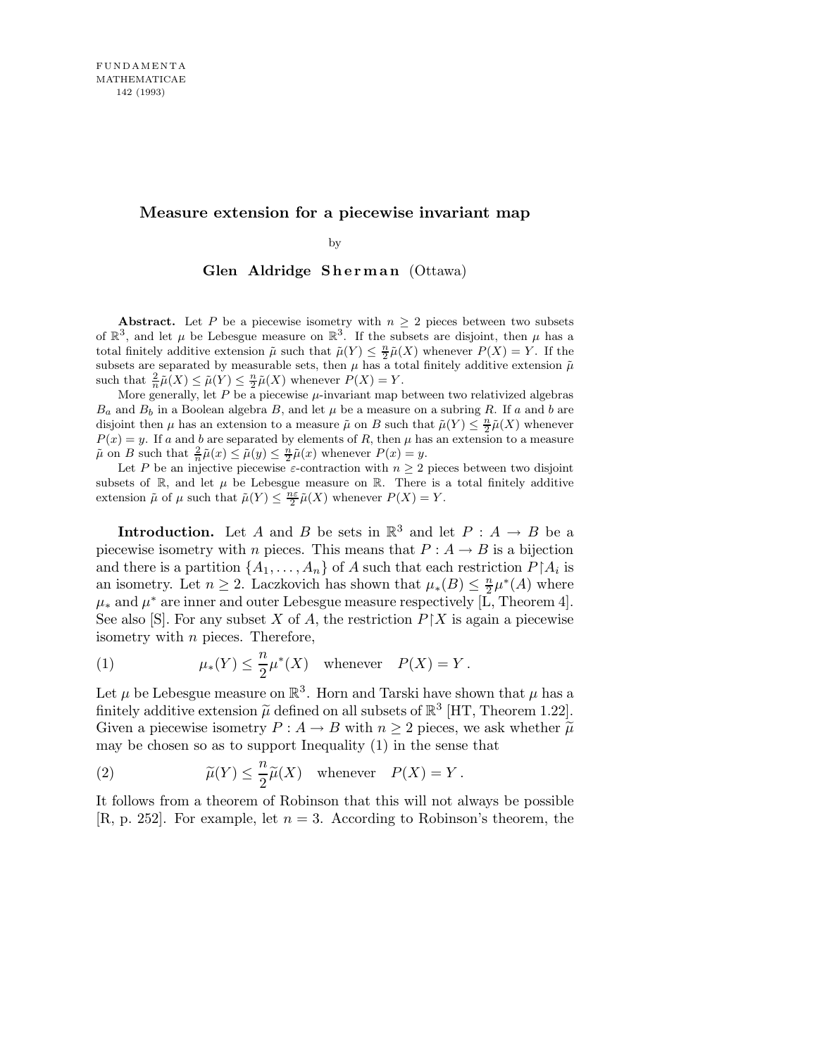# Measure extension for a piecewise invariant map

by

**Glen Aldridge Sherman** (Ottawa)

**Abstract.** Let $P$ be a piecewise isometry with $n \geq 2$ pieces between two subsets of $\mathbb{R}^3$, and let $\mu$ be Lebesgue measure on $\mathbb{R}^3$. If the subsets are disjoint, then $\mu$ has a total finitely additive extension $\tilde{\mu}$ such that $\tilde{\mu}(Y) \leq \frac{n}{2}\tilde{\mu}(X)$ whenever $P(X) = Y$. If the subsets are separated by measurable sets, then $\mu$ has a total finitely additive extension $\tilde{\mu}$ such that $\frac{2}{n}\tilde{\mu}(X) \leq \tilde{\mu}(Y) \leq \frac{n}{2}\tilde{\mu}(X)$ whenever $P(X) = Y$.

More generally, let $P$ be a piecewise $\mu$-invariant map between two relativized algebras $B_a$ and $B_b$ in a Boolean algebra $B$, and let $\mu$ be a measure on a subring $R$. If $a$ and $b$ are disjoint then $\mu$ has an extension to a measure $\tilde{\mu}$ on $B$ such that $\tilde{\mu}(Y) \leq \frac{n}{2}\tilde{\mu}(X)$ whenever $P(x) = y$. If $a$ and $b$ are separated by elements of $R$, then $\mu$ has an extension to a measure $\tilde{\mu}$ on $B$ such that $\frac{2}{n}\tilde{\mu}(x) \leq \tilde{\mu}(y) \leq \frac{n}{2}\tilde{\mu}(x)$ whenever $P(x) = y$.

Let $P$ be an injective piecewise $\varepsilon$-contraction with $n \geq 2$ pieces between two disjoint subsets of $\mathbb{R}$, and let $\mu$ be Lebesgue measure on $\mathbb{R}$. There is a total finitely additive extension $\tilde{\mu}$ of $\mu$ such that $\tilde{\mu}(Y) \leq \frac{n\varepsilon}{2}\tilde{\mu}(X)$ whenever $P(X) = Y$.

**Introduction.** Let $A$ and $B$ be sets in $\mathbb{R}^3$ and let $P : A \to B$ be a piecewise isometry with $n$ pieces. This means that $P : A \to B$ is a bijection and there is a partition $\{A_1, \ldots, A_n\}$ of $A$ such that each restriction $P\restriction A_i$ is an isometry. Let $n \geq 2$. Laczkovich has shown that $\mu_*(B) \leq \frac{n}{2}\mu^*(A)$ where $\mu_*$ and $\mu^*$ are inner and outer Lebesgue measure respectively [L, Theorem 4]. See also [S]. For any subset $X$ of $A$, the restriction $P\restriction X$ is again a piecewise isometry with $n$ pieces. Therefore,

$$\mu_*(Y) \leq \frac{n}{2}\mu^*(X) \quad \text{whenever} \quad P(X) = Y\,. \tag{1}$$

Let $\mu$ be Lebesgue measure on $\mathbb{R}^3$. Horn and Tarski have shown that $\mu$ has a finitely additive extension $\widetilde{\mu}$ defined on all subsets of $\mathbb{R}^3$ [HT, Theorem 1.22]. Given a piecewise isometry $P : A \to B$ with $n \geq 2$ pieces, we ask whether $\widetilde{\mu}$ may be chosen so as to support Inequality (1) in the sense that

$$\widetilde{\mu}(Y) \leq \frac{n}{2}\widetilde{\mu}(X) \quad \text{whenever} \quad P(X) = Y\,. \tag{2}$$

It follows from a theorem of Robinson that this will not always be possible [R, p. 252]. For example, let $n = 3$. According to Robinson's theorem, the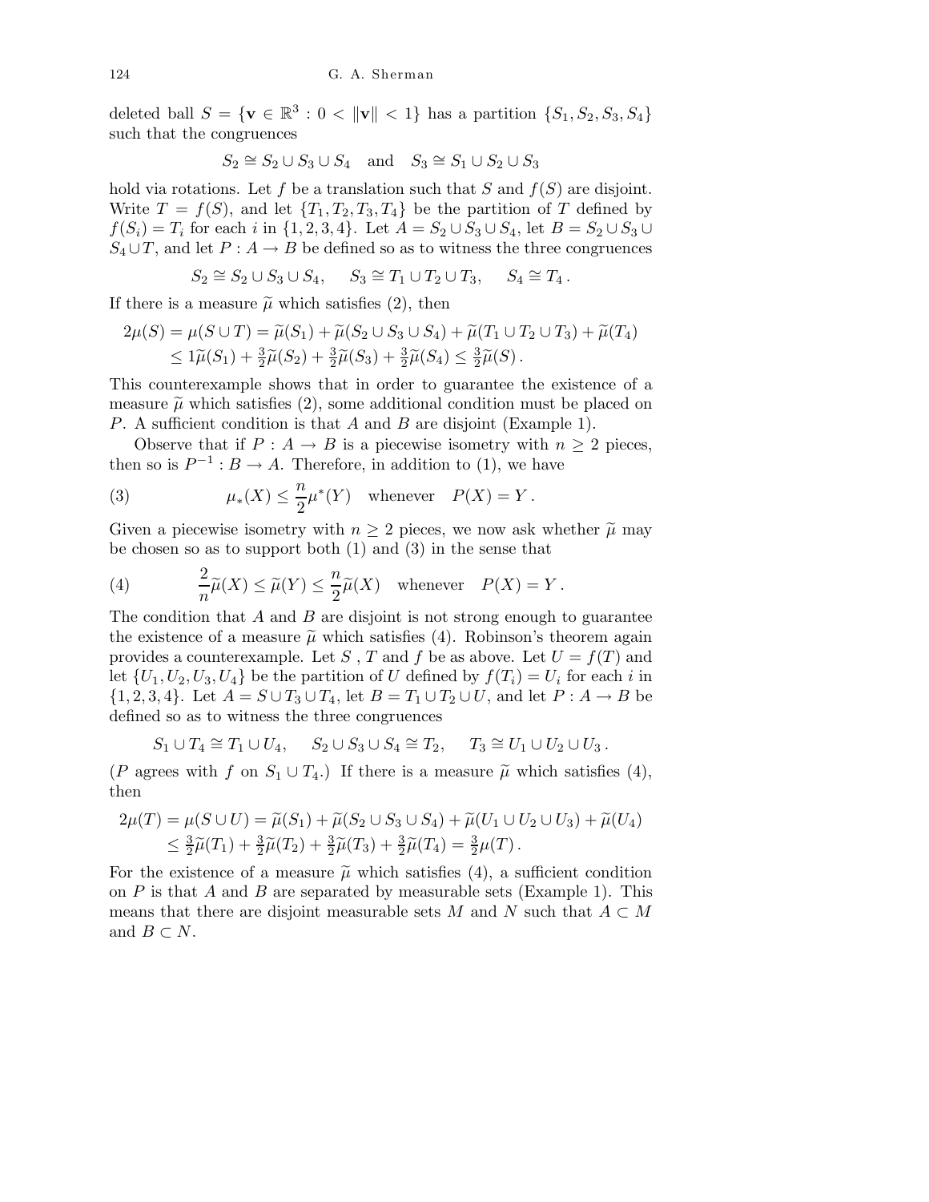deleted ball $S = \{\mathbf{v} \in \mathbb{R}^3 : 0 < \|\mathbf{v}\| < 1\}$ has a partition $\{S_1, S_2, S_3, S_4\}$ such that the congruences

$$S_2 \cong S_2 \cup S_3 \cup S_4 \quad \text{and} \quad S_3 \cong S_1 \cup S_2 \cup S_3$$

hold via rotations. Let $f$ be a translation such that $S$ and $f(S)$ are disjoint. Write $T = f(S)$, and let $\{T_1, T_2, T_3, T_4\}$ be the partition of $T$ defined by $f(S_i) = T_i$ for each $i$ in $\{1, 2, 3, 4\}$. Let $A = S_2 \cup S_3 \cup S_4$, let $B = S_2 \cup S_3 \cup S_4 \cup T$, and let $P : A \to B$ be defined so as to witness the three congruences

$$S_2 \cong S_2 \cup S_3 \cup S_4, \qquad S_3 \cong T_1 \cup T_2 \cup T_3, \qquad S_4 \cong T_4\,.$$

If there is a measure $\widetilde{\mu}$ which satisfies (2), then

$$\begin{aligned} 2\mu(S) = \mu(S \cup T) &= \widetilde{\mu}(S_1) + \widetilde{\mu}(S_2 \cup S_3 \cup S_4) + \widetilde{\mu}(T_1 \cup T_2 \cup T_3) + \widetilde{\mu}(T_4) \\ &\le 1\widetilde{\mu}(S_1) + \tfrac{3}{2}\widetilde{\mu}(S_2) + \tfrac{3}{2}\widetilde{\mu}(S_3) + \tfrac{3}{2}\widetilde{\mu}(S_4) \le \tfrac{3}{2}\widetilde{\mu}(S)\,. \end{aligned}$$

This counterexample shows that in order to guarantee the existence of a measure $\widetilde{\mu}$ which satisfies (2), some additional condition must be placed on $P$. A sufficient condition is that $A$ and $B$ are disjoint (Example 1).

Observe that if $P : A \to B$ is a piecewise isometry with $n \ge 2$ pieces, then so is $P^{-1} : B \to A$. Therefore, in addition to (1), we have

$$\mu_*(X) \le \frac{n}{2}\mu^*(Y) \quad \text{whenever} \quad P(X) = Y\,. \tag{3}$$

Given a piecewise isometry with $n \ge 2$ pieces, we now ask whether $\widetilde{\mu}$ may be chosen so as to support both (1) and (3) in the sense that

$$\frac{2}{n}\widetilde{\mu}(X) \le \widetilde{\mu}(Y) \le \frac{n}{2}\widetilde{\mu}(X) \quad \text{whenever} \quad P(X) = Y\,. \tag{4}$$

The condition that $A$ and $B$ are disjoint is not strong enough to guarantee the existence of a measure $\widetilde{\mu}$ which satisfies (4). Robinson's theorem again provides a counterexample. Let $S$ , $T$ and $f$ be as above. Let $U = f(T)$ and let $\{U_1, U_2, U_3, U_4\}$ be the partition of $U$ defined by $f(T_i) = U_i$ for each $i$ in $\{1, 2, 3, 4\}$. Let $A = S \cup T_3 \cup T_4$, let $B = T_1 \cup T_2 \cup U$, and let $P : A \to B$ be defined so as to witness the three congruences

$$S_1 \cup T_4 \cong T_1 \cup U_4, \qquad S_2 \cup S_3 \cup S_4 \cong T_2, \qquad T_3 \cong U_1 \cup U_2 \cup U_3\,.$$

($P$ agrees with $f$ on $S_1 \cup T_4$.) If there is a measure $\widetilde{\mu}$ which satisfies (4), then

$$\begin{aligned} 2\mu(T) = \mu(S \cup U) &= \widetilde{\mu}(S_1) + \widetilde{\mu}(S_2 \cup S_3 \cup S_4) + \widetilde{\mu}(U_1 \cup U_2 \cup U_3) + \widetilde{\mu}(U_4) \\ &\le \tfrac{3}{2}\widetilde{\mu}(T_1) + \tfrac{3}{2}\widetilde{\mu}(T_2) + \tfrac{3}{2}\widetilde{\mu}(T_3) + \tfrac{3}{2}\widetilde{\mu}(T_4) = \tfrac{3}{2}\mu(T)\,. \end{aligned}$$

For the existence of a measure $\widetilde{\mu}$ which satisfies (4), a sufficient condition on $P$ is that $A$ and $B$ are separated by measurable sets (Example 1). This means that there are disjoint measurable sets $M$ and $N$ such that $A \subset M$ and $B \subset N$.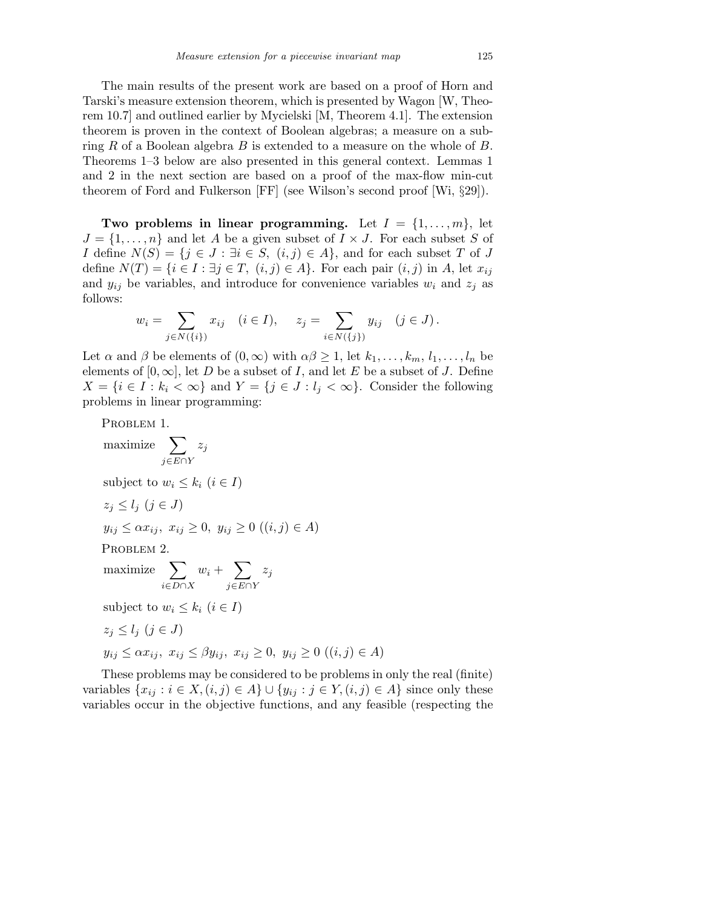The main results of the present work are based on a proof of Horn and Tarski's measure extension theorem, which is presented by Wagon [W, Theorem 10.7] and outlined earlier by Mycielski [M, Theorem 4.1]. The extension theorem is proven in the context of Boolean algebras; a measure on a subring $R$ of a Boolean algebra $B$ is extended to a measure on the whole of $B$. Theorems 1–3 below are also presented in this general context. Lemmas 1 and 2 in the next section are based on a proof of the max-flow min-cut theorem of Ford and Fulkerson [FF] (see Wilson's second proof [Wi, §29]).

**Two problems in linear programming.** Let $I = \{1, \ldots, m\}$, let $J = \{1, \ldots, n\}$ and let $A$ be a given subset of $I \times J$. For each subset $S$ of $I$ define $N(S) = \{j \in J : \exists i \in S,\ (i,j) \in A\}$, and for each subset $T$ of $J$ define $N(T) = \{i \in I : \exists j \in T,\ (i,j) \in A\}$. For each pair $(i,j)$ in $A$, let $x_{ij}$ and $y_{ij}$ be variables, and introduce for convenience variables $w_i$ and $z_j$ as follows:

$$w_i = \sum_{j \in N(\{i\})} x_{ij} \quad (i \in I), \qquad z_j = \sum_{i \in N(\{j\})} y_{ij} \quad (j \in J)\,.$$

Let $\alpha$ and $\beta$ be elements of $(0, \infty)$ with $\alpha\beta \geq 1$, let $k_1, \ldots, k_m, l_1, \ldots, l_n$ be elements of $[0, \infty]$, let $D$ be a subset of $I$, and let $E$ be a subset of $J$. Define $X = \{i \in I : k_i < \infty\}$ and $Y = \{j \in J : l_j < \infty\}$. Consider the following problems in linear programming:

Problem 1.

maximize $\displaystyle\sum_{j \in E \cap Y} z_j$

subject to $w_i \leq k_i$ $(i \in I)$

$z_j \leq l_j$ $(j \in J)$

$y_{ij} \leq \alpha x_{ij},\ x_{ij} \geq 0,\ y_{ij} \geq 0$ $((i,j) \in A)$

Problem 2.

maximize $\displaystyle\sum_{i \in D \cap X} w_i + \sum_{j \in E \cap Y} z_j$

subject to $w_i \leq k_i$ $(i \in I)$

$z_j \leq l_j$ $(j \in J)$

$y_{ij} \leq \alpha x_{ij},\ x_{ij} \leq \beta y_{ij},\ x_{ij} \geq 0,\ y_{ij} \geq 0$ $((i,j) \in A)$

These problems may be considered to be problems in only the real (finite) variables $\{x_{ij} : i \in X, (i,j) \in A\} \cup \{y_{ij} : j \in Y, (i,j) \in A\}$ since only these variables occur in the objective functions, and any feasible (respecting the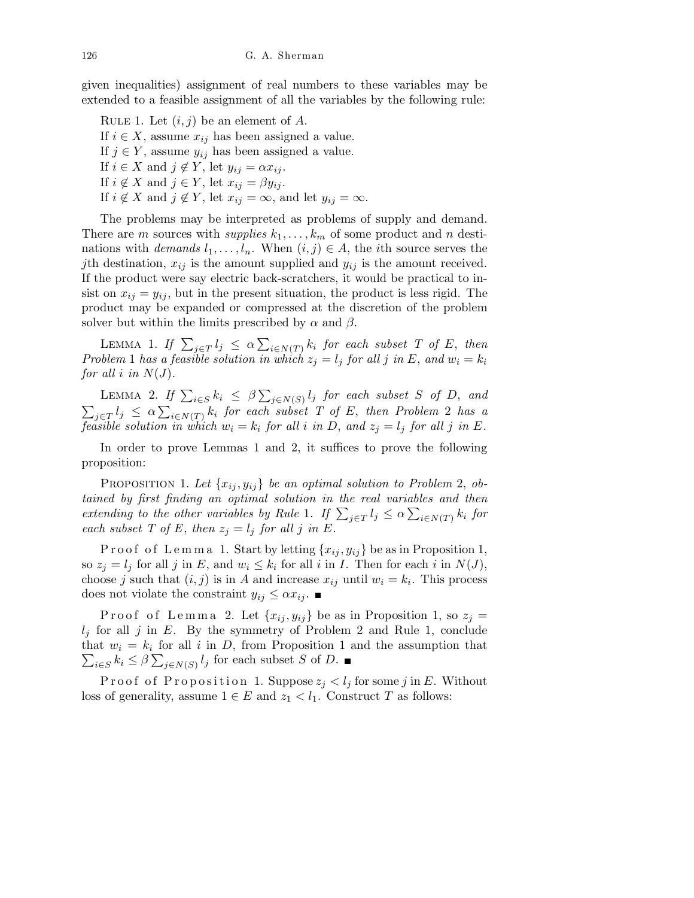given inequalities) assignment of real numbers to these variables may be extended to a feasible assignment of all the variables by the following rule:

Rule 1. Let $(i,j)$ be an element of $A$.
If $i \in X$, assume $x_{ij}$ has been assigned a value.
If $j \in Y$, assume $y_{ij}$ has been assigned a value.
If $i \in X$ and $j \notin Y$, let $y_{ij} = \alpha x_{ij}$.
If $i \notin X$ and $j \in Y$, let $x_{ij} = \beta y_{ij}$.
If $i \notin X$ and $j \notin Y$, let $x_{ij} = \infty$, and let $y_{ij} = \infty$.

The problems may be interpreted as problems of supply and demand. There are $m$ sources with *supplies* $k_1, \ldots, k_m$ of some product and $n$ destinations with *demands* $l_1, \ldots, l_n$. When $(i,j) \in A$, the $i$th source serves the $j$th destination, $x_{ij}$ is the amount supplied and $y_{ij}$ is the amount received. If the product were say electric back-scratchers, it would be practical to insist on $x_{ij} = y_{ij}$, but in the present situation, the product is less rigid. The product may be expanded or compressed at the discretion of the problem solver but within the limits prescribed by $\alpha$ and $\beta$.

Lemma 1. *If* $\sum_{j \in T} l_j \le \alpha \sum_{i \in N(T)} k_i$ *for each subset* $T$ *of* $E$, *then Problem* 1 *has a feasible solution in which* $z_j = l_j$ *for all* $j$ *in* $E$, *and* $w_i = k_i$ *for all* $i$ *in* $N(J)$.

Lemma 2. *If* $\sum_{i \in S} k_i \le \beta \sum_{j \in N(S)} l_j$ *for each subset* $S$ *of* $D$, *and* $\sum_{j \in T} l_j \le \alpha \sum_{i \in N(T)} k_i$ *for each subset* $T$ *of* $E$, *then Problem* 2 *has a feasible solution in which* $w_i = k_i$ *for all* $i$ *in* $D$, *and* $z_j = l_j$ *for all* $j$ *in* $E$.

In order to prove Lemmas 1 and 2, it suffices to prove the following proposition:

Proposition 1. *Let* $\{x_{ij}, y_{ij}\}$ *be an optimal solution to Problem* 2, *obtained by first finding an optimal solution in the real variables and then extending to the other variables by Rule* 1. *If* $\sum_{j \in T} l_j \le \alpha \sum_{i \in N(T)} k_i$ *for each subset* $T$ *of* $E$, *then* $z_j = l_j$ *for all* $j$ *in* $E$.

Proof of Lemma 1. Start by letting $\{x_{ij}, y_{ij}\}$ be as in Proposition 1, so $z_j = l_j$ for all $j$ in $E$, and $w_i \le k_i$ for all $i$ in $I$. Then for each $i$ in $N(J)$, choose $j$ such that $(i,j)$ is in $A$ and increase $x_{ij}$ until $w_i = k_i$. This process does not violate the constraint $y_{ij} \le \alpha x_{ij}$. ■

Proof of Lemma 2. Let $\{x_{ij}, y_{ij}\}$ be as in Proposition 1, so $z_j = l_j$ for all $j$ in $E$. By the symmetry of Problem 2 and Rule 1, conclude that $w_i = k_i$ for all $i$ in $D$, from Proposition 1 and the assumption that $\sum_{i \in S} k_i \le \beta \sum_{j \in N(S)} l_j$ for each subset $S$ of $D$. ■

Proof of Proposition 1. Suppose $z_j < l_j$ for some $j$ in $E$. Without loss of generality, assume $1 \in E$ and $z_1 < l_1$. Construct $T$ as follows: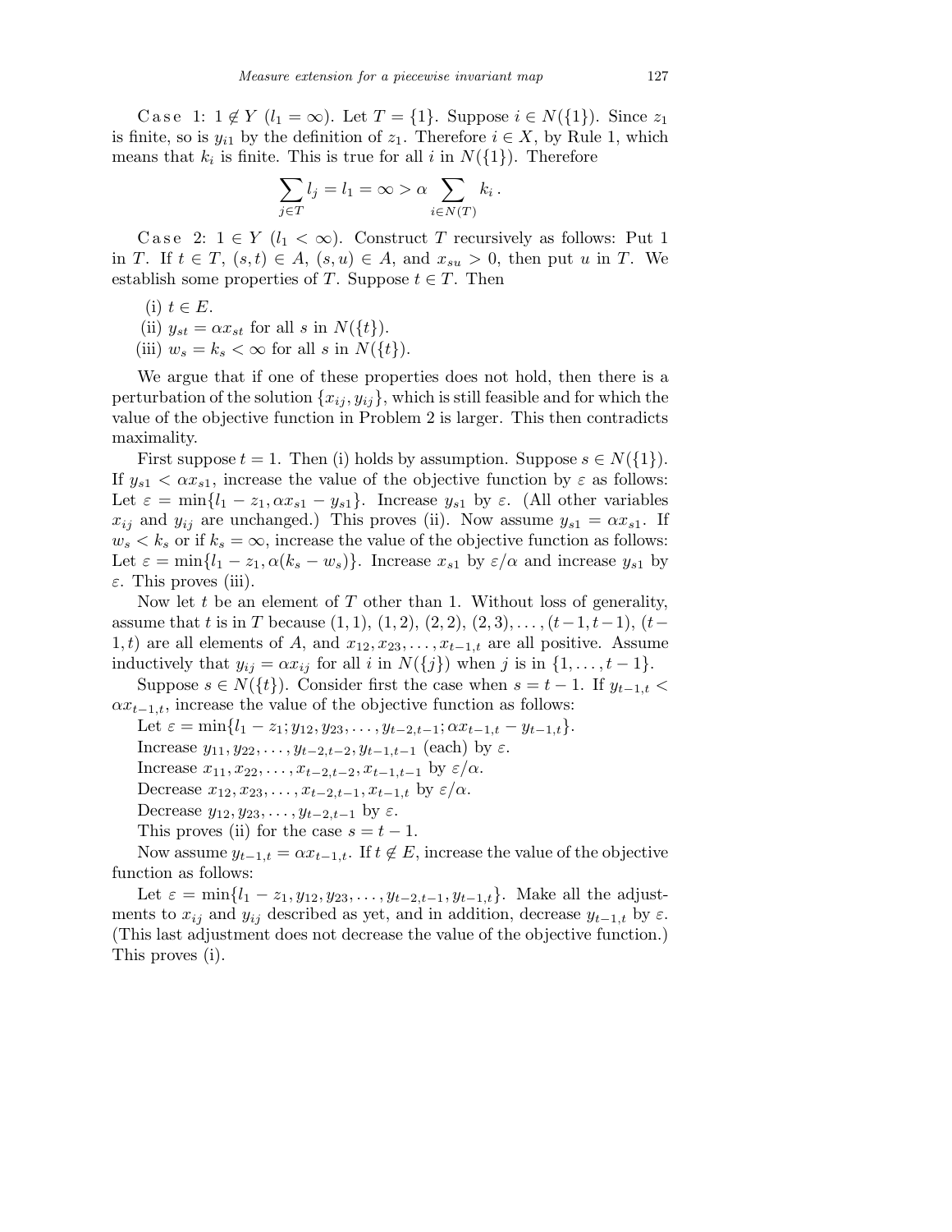Case 1: $1 \notin Y$ ($l_1 = \infty$). Let $T = \{1\}$. Suppose $i \in N(\{1\})$. Since $z_1$ is finite, so is $y_{i1}$ by the definition of $z_1$. Therefore $i \in X$, by Rule 1, which means that $k_i$ is finite. This is true for all $i$ in $N(\{1\})$. Therefore

$$\sum_{j \in T} l_j = l_1 = \infty > \alpha \sum_{i \in N(T)} k_i .$$

Case 2: $1 \in Y$ ($l_1 < \infty$). Construct $T$ recursively as follows: Put 1 in $T$. If $t \in T$, $(s,t) \in A$, $(s,u) \in A$, and $x_{su} > 0$, then put $u$ in $T$. We establish some properties of $T$. Suppose $t \in T$. Then

(i) $t \in E$.

(ii) $y_{st} = \alpha x_{st}$ for all $s$ in $N(\{t\})$.

(iii) $w_s = k_s < \infty$ for all $s$ in $N(\{t\})$.

We argue that if one of these properties does not hold, then there is a perturbation of the solution $\{x_{ij}, y_{ij}\}$, which is still feasible and for which the value of the objective function in Problem 2 is larger. This then contradicts maximality.

First suppose $t = 1$. Then (i) holds by assumption. Suppose $s \in N(\{1\})$. If $y_{s1} < \alpha x_{s1}$, increase the value of the objective function by $\varepsilon$ as follows: Let $\varepsilon = \min\{l_1 - z_1, \alpha x_{s1} - y_{s1}\}$. Increase $y_{s1}$ by $\varepsilon$. (All other variables $x_{ij}$ and $y_{ij}$ are unchanged.) This proves (ii). Now assume $y_{s1} = \alpha x_{s1}$. If $w_s < k_s$ or if $k_s = \infty$, increase the value of the objective function as follows: Let $\varepsilon = \min\{l_1 - z_1, \alpha(k_s - w_s)\}$. Increase $x_{s1}$ by $\varepsilon/\alpha$ and increase $y_{s1}$ by $\varepsilon$. This proves (iii).

Now let $t$ be an element of $T$ other than 1. Without loss of generality, assume that $t$ is in $T$ because $(1,1)$, $(1,2)$, $(2,2)$, $(2,3), \ldots, (t-1,t-1)$, $(t-1,t)$ are all elements of $A$, and $x_{12}, x_{23}, \ldots, x_{t-1,t}$ are all positive. Assume inductively that $y_{ij} = \alpha x_{ij}$ for all $i$ in $N(\{j\})$ when $j$ is in $\{1, \ldots, t-1\}$.

Suppose $s \in N(\{t\})$. Consider first the case when $s = t-1$. If $y_{t-1,t} < \alpha x_{t-1,t}$, increase the value of the objective function as follows:

Let $\varepsilon = \min\{l_1 - z_1; y_{12}, y_{23}, \ldots, y_{t-2,t-1}; \alpha x_{t-1,t} - y_{t-1,t}\}$.

Increase $y_{11}, y_{22}, \ldots, y_{t-2,t-2}, y_{t-1,t-1}$ (each) by $\varepsilon$.

Increase $x_{11}, x_{22}, \ldots, x_{t-2,t-2}, x_{t-1,t-1}$ by $\varepsilon/\alpha$.

Decrease $x_{12}, x_{23}, \ldots, x_{t-2,t-1}, x_{t-1,t}$ by $\varepsilon/\alpha$.

Decrease $y_{12}, y_{23}, \ldots, y_{t-2,t-1}$ by $\varepsilon$.

This proves (ii) for the case $s = t-1$.

Now assume $y_{t-1,t} = \alpha x_{t-1,t}$. If $t \notin E$, increase the value of the objective function as follows:

Let $\varepsilon = \min\{l_1 - z_1, y_{12}, y_{23}, \ldots, y_{t-2,t-1}, y_{t-1,t}\}$. Make all the adjustments to $x_{ij}$ and $y_{ij}$ described as yet, and in addition, decrease $y_{t-1,t}$ by $\varepsilon$. (This last adjustment does not decrease the value of the objective function.) This proves (i).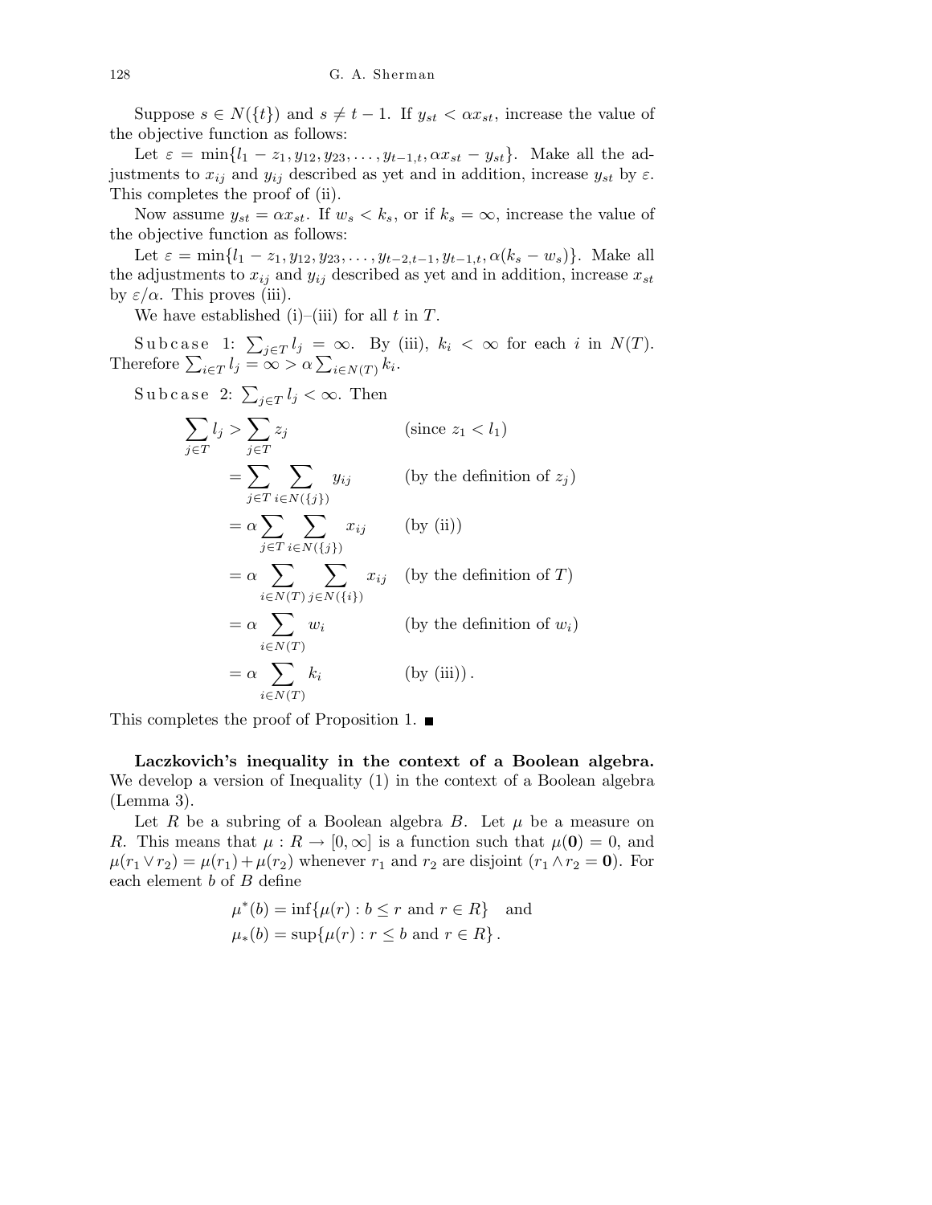Suppose $s \in N(\{t\})$ and $s \neq t-1$. If $y_{st} < \alpha x_{st}$, increase the value of the objective function as follows:

Let $\varepsilon = \min\{l_1 - z_1, y_{12}, y_{23}, \ldots, y_{t-1,t}, \alpha x_{st} - y_{st}\}$. Make all the adjustments to $x_{ij}$ and $y_{ij}$ described as yet and in addition, increase $y_{st}$ by $\varepsilon$. This completes the proof of (ii).

Now assume $y_{st} = \alpha x_{st}$. If $w_s < k_s$, or if $k_s = \infty$, increase the value of the objective function as follows:

Let $\varepsilon = \min\{l_1 - z_1, y_{12}, y_{23}, \ldots, y_{t-2,t-1}, y_{t-1,t}, \alpha(k_s - w_s)\}$. Make all the adjustments to $x_{ij}$ and $y_{ij}$ described as yet and in addition, increase $x_{st}$ by $\varepsilon/\alpha$. This proves (iii).

We have established (i)–(iii) for all $t$ in $T$.

Subcase 1: $\sum_{j\in T} l_j = \infty$. By (iii), $k_i < \infty$ for each $i$ in $N(T)$. Therefore $\sum_{i\in T} l_j = \infty > \alpha \sum_{i\in N(T)} k_i$.

Subcase 2: $\sum_{j\in T} l_j < \infty$. Then

$$
\begin{aligned}
\sum_{j\in T} l_j &> \sum_{j\in T} z_j && \text{(since } z_1 < l_1\text{)}\\
&= \sum_{j\in T} \sum_{i\in N(\{j\})} y_{ij} && \text{(by the definition of } z_j\text{)}\\
&= \alpha \sum_{j\in T} \sum_{i\in N(\{j\})} x_{ij} && \text{(by (ii))}\\
&= \alpha \sum_{i\in N(T)} \sum_{j\in N(\{i\})} x_{ij} && \text{(by the definition of } T\text{)}\\
&= \alpha \sum_{i\in N(T)} w_i && \text{(by the definition of } w_i\text{)}\\
&= \alpha \sum_{i\in N(T)} k_i && \text{(by (iii))}.
\end{aligned}
$$

This completes the proof of Proposition 1. ■

**Laczkovich's inequality in the context of a Boolean algebra.** We develop a version of Inequality (1) in the context of a Boolean algebra (Lemma 3).

Let $R$ be a subring of a Boolean algebra $B$. Let $\mu$ be a measure on $R$. This means that $\mu : R \to [0, \infty]$ is a function such that $\mu(\mathbf{0}) = 0$, and $\mu(r_1 \vee r_2) = \mu(r_1) + \mu(r_2)$ whenever $r_1$ and $r_2$ are disjoint ($r_1 \wedge r_2 = \mathbf{0}$). For each element $b$ of $B$ define

$$
\begin{aligned}
&\mu^*(b) = \inf\{\mu(r) : b \le r \text{ and } r \in R\} \quad \text{and}\\
&\mu_*(b) = \sup\{\mu(r) : r \le b \text{ and } r \in R\}.
\end{aligned}
$$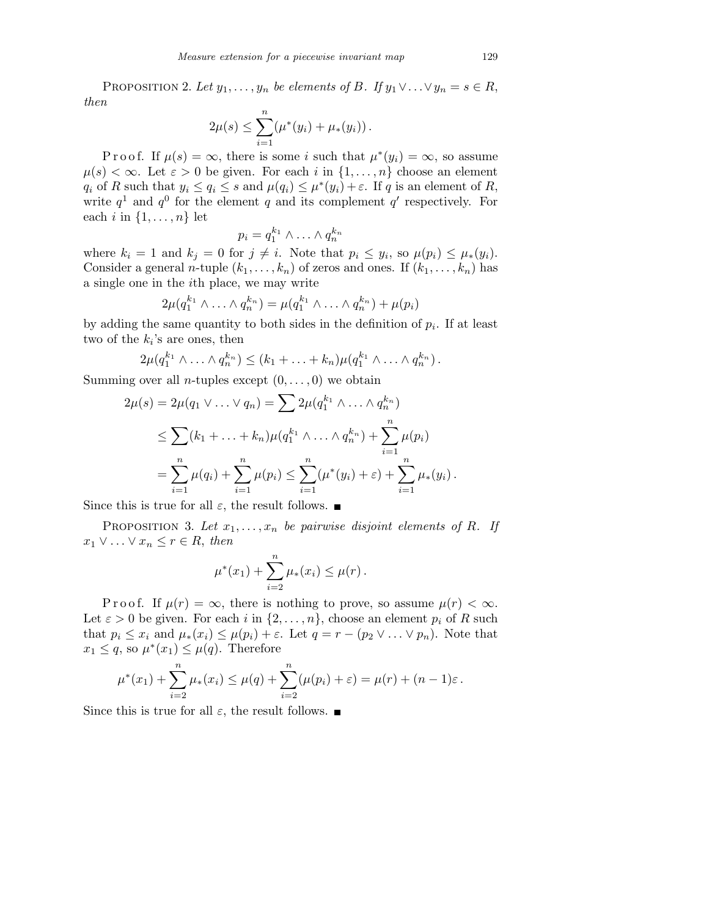PROPOSITION 2. *Let $y_1, \ldots, y_n$ be elements of $B$. If $y_1 \vee \ldots \vee y_n = s \in R$, then*

$$2\mu(s) \leq \sum_{i=1}^{n} (\mu^*(y_i) + \mu_*(y_i))\,.$$

Proof. If $\mu(s) = \infty$, there is some $i$ such that $\mu^*(y_i) = \infty$, so assume $\mu(s) < \infty$. Let $\varepsilon > 0$ be given. For each $i$ in $\{1, \ldots, n\}$ choose an element $q_i$ of $R$ such that $y_i \leq q_i \leq s$ and $\mu(q_i) \leq \mu^*(y_i) + \varepsilon$. If $q$ is an element of $R$, write $q^1$ and $q^0$ for the element $q$ and its complement $q'$ respectively. For each $i$ in $\{1, \ldots, n\}$ let

$$p_i = q_1^{k_1} \wedge \ldots \wedge q_n^{k_n}$$

where $k_i = 1$ and $k_j = 0$ for $j \neq i$. Note that $p_i \leq y_i$, so $\mu(p_i) \leq \mu_*(y_i)$. Consider a general $n$-tuple $(k_1, \ldots, k_n)$ of zeros and ones. If $(k_1, \ldots, k_n)$ has a single one in the $i$th place, we may write

$$2\mu(q_1^{k_1} \wedge \ldots \wedge q_n^{k_n}) = \mu(q_1^{k_1} \wedge \ldots \wedge q_n^{k_n}) + \mu(p_i)$$

by adding the same quantity to both sides in the definition of $p_i$. If at least two of the $k_i$'s are ones, then

$$2\mu(q_1^{k_1} \wedge \ldots \wedge q_n^{k_n}) \leq (k_1 + \ldots + k_n)\mu(q_1^{k_1} \wedge \ldots \wedge q_n^{k_n})\,.$$

Summing over all $n$-tuples except $(0, \ldots, 0)$ we obtain

$$\begin{aligned}
2\mu(s) = 2\mu(q_1 \vee \ldots \vee q_n) &= \sum 2\mu(q_1^{k_1} \wedge \ldots \wedge q_n^{k_n}) \\
&\leq \sum (k_1 + \ldots + k_n)\mu(q_1^{k_1} \wedge \ldots \wedge q_n^{k_n}) + \sum_{i=1}^{n} \mu(p_i) \\
&= \sum_{i=1}^{n} \mu(q_i) + \sum_{i=1}^{n} \mu(p_i) \leq \sum_{i=1}^{n} (\mu^*(y_i) + \varepsilon) + \sum_{i=1}^{n} \mu_*(y_i)\,.
\end{aligned}$$

Since this is true for all $\varepsilon$, the result follows. ■

PROPOSITION 3. *Let $x_1, \ldots, x_n$ be pairwise disjoint elements of $R$. If $x_1 \vee \ldots \vee x_n \leq r \in R$, then*

$$\mu^*(x_1) + \sum_{i=2}^{n} \mu_*(x_i) \leq \mu(r)\,.$$

Proof. If $\mu(r) = \infty$, there is nothing to prove, so assume $\mu(r) < \infty$. Let $\varepsilon > 0$ be given. For each $i$ in $\{2, \ldots, n\}$, choose an element $p_i$ of $R$ such that $p_i \leq x_i$ and $\mu_*(x_i) \leq \mu(p_i) + \varepsilon$. Let $q = r - (p_2 \vee \ldots \vee p_n)$. Note that $x_1 \leq q$, so $\mu^*(x_1) \leq \mu(q)$. Therefore

$$\mu^*(x_1) + \sum_{i=2}^{n} \mu_*(x_i) \leq \mu(q) + \sum_{i=2}^{n} (\mu(p_i) + \varepsilon) = \mu(r) + (n-1)\varepsilon\,.$$

Since this is true for all $\varepsilon$, the result follows. ■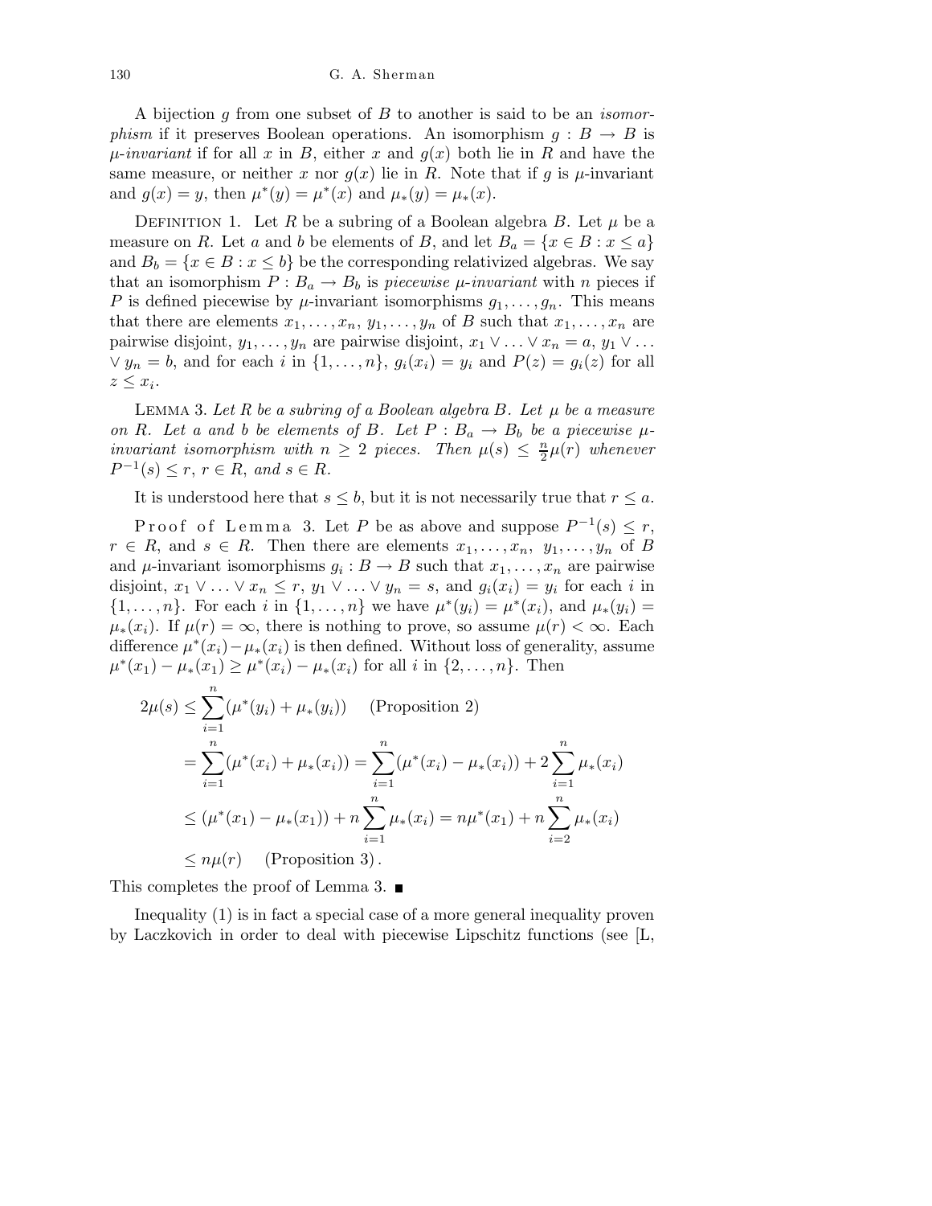A bijection $g$ from one subset of $B$ to another is said to be an *isomorphism* if it preserves Boolean operations. An isomorphism $g : B \to B$ is $\mu$-*invariant* if for all $x$ in $B$, either $x$ and $g(x)$ both lie in $R$ and have the same measure, or neither $x$ nor $g(x)$ lie in $R$. Note that if $g$ is $\mu$-invariant and $g(x) = y$, then $\mu^*(y) = \mu^*(x)$ and $\mu_*(y) = \mu_*(x)$.

DEFINITION 1. Let $R$ be a subring of a Boolean algebra $B$. Let $\mu$ be a measure on $R$. Let $a$ and $b$ be elements of $B$, and let $B_a = \{x \in B : x \le a\}$ and $B_b = \{x \in B : x \le b\}$ be the corresponding relativized algebras. We say that an isomorphism $P : B_a \to B_b$ is *piecewise* $\mu$-*invariant* with $n$ pieces if $P$ is defined piecewise by $\mu$-invariant isomorphisms $g_1, \ldots, g_n$. This means that there are elements $x_1, \ldots, x_n$, $y_1, \ldots, y_n$ of $B$ such that $x_1, \ldots, x_n$ are pairwise disjoint, $y_1, \ldots, y_n$ are pairwise disjoint, $x_1 \vee \ldots \vee x_n = a$, $y_1 \vee \ldots \vee y_n = b$, and for each $i$ in $\{1, \ldots, n\}$, $g_i(x_i) = y_i$ and $P(z) = g_i(z)$ for all $z \le x_i$.

LEMMA 3. *Let $R$ be a subring of a Boolean algebra $B$. Let $\mu$ be a measure on $R$. Let $a$ and $b$ be elements of $B$. Let $P : B_a \to B_b$ be a piecewise $\mu$-invariant isomorphism with $n \ge 2$ pieces. Then $\mu(s) \le \frac{n}{2}\mu(r)$ whenever $P^{-1}(s) \le r$, $r \in R$, and $s \in R$.*

It is understood here that $s \le b$, but it is not necessarily true that $r \le a$.

Proof of Lemma 3. Let $P$ be as above and suppose $P^{-1}(s) \le r$, $r \in R$, and $s \in R$. Then there are elements $x_1, \ldots, x_n$, $y_1, \ldots, y_n$ of $B$ and $\mu$-invariant isomorphisms $g_i : B \to B$ such that $x_1, \ldots, x_n$ are pairwise disjoint, $x_1 \vee \ldots \vee x_n \le r$, $y_1 \vee \ldots \vee y_n = s$, and $g_i(x_i) = y_i$ for each $i$ in $\{1, \ldots, n\}$. For each $i$ in $\{1, \ldots, n\}$ we have $\mu^*(y_i) = \mu^*(x_i)$, and $\mu_*(y_i) = \mu_*(x_i)$. If $\mu(r) = \infty$, there is nothing to prove, so assume $\mu(r) < \infty$. Each difference $\mu^*(x_i) - \mu_*(x_i)$ is then defined. Without loss of generality, assume $\mu^*(x_1) - \mu_*(x_1) \ge \mu^*(x_i) - \mu_*(x_i)$ for all $i$ in $\{2, \ldots, n\}$. Then

$$
\begin{aligned}
2\mu(s) &\le \sum_{i=1}^{n} (\mu^*(y_i) + \mu_*(y_i)) \quad \text{(Proposition 2)} \\
&= \sum_{i=1}^{n} (\mu^*(x_i) + \mu_*(x_i)) = \sum_{i=1}^{n} (\mu^*(x_i) - \mu_*(x_i)) + 2\sum_{i=1}^{n} \mu_*(x_i) \\
&\le (\mu^*(x_1) - \mu_*(x_1)) + n\sum_{i=1}^{n} \mu_*(x_i) = n\mu^*(x_1) + n\sum_{i=2}^{n} \mu_*(x_i) \\
&\le n\mu(r) \quad \text{(Proposition 3)}\,.
\end{aligned}
$$

This completes the proof of Lemma 3. ∎

Inequality (1) is in fact a special case of a more general inequality proven by Laczkovich in order to deal with piecewise Lipschitz functions (see [L,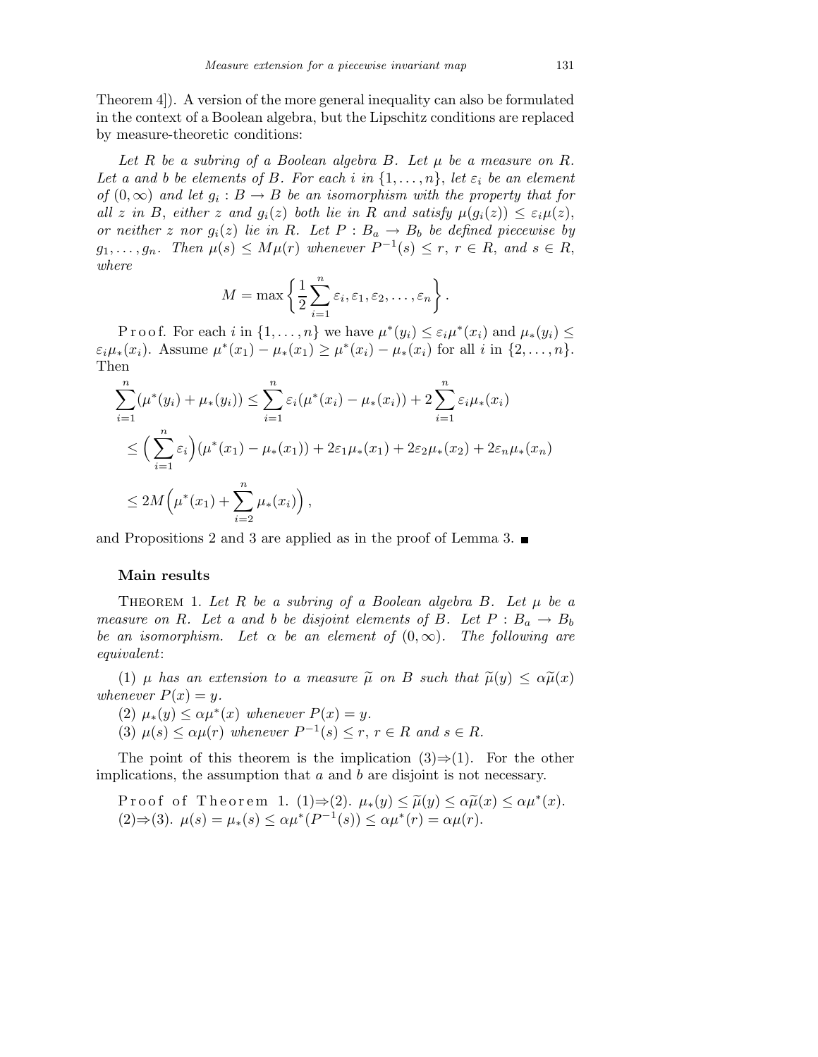Theorem 4]). A version of the more general inequality can also be formulated in the context of a Boolean algebra, but the Lipschitz conditions are replaced by measure-theoretic conditions:

*Let $R$ be a subring of a Boolean algebra $B$. Let $\mu$ be a measure on $R$. Let $a$ and $b$ be elements of $B$. For each $i$ in $\{1, \ldots, n\}$, let $\varepsilon_i$ be an element of $(0, \infty)$ and let $g_i : B \to B$ be an isomorphism with the property that for all $z$ in $B$, either $z$ and $g_i(z)$ both lie in $R$ and satisfy $\mu(g_i(z)) \leq \varepsilon_i \mu(z)$, or neither $z$ nor $g_i(z)$ lie in $R$. Let $P : B_a \to B_b$ be defined piecewise by $g_1, \ldots, g_n$. Then $\mu(s) \leq M\mu(r)$ whenever $P^{-1}(s) \leq r$, $r \in R$, and $s \in R$, where*

$$M = \max\left\{\frac{1}{2}\sum_{i=1}^{n} \varepsilon_i, \varepsilon_1, \varepsilon_2, \ldots, \varepsilon_n\right\}.$$

Proof. For each $i$ in $\{1, \ldots, n\}$ we have $\mu^*(y_i) \leq \varepsilon_i \mu^*(x_i)$ and $\mu_*(y_i) \leq \varepsilon_i \mu_*(x_i)$. Assume $\mu^*(x_1) - \mu_*(x_1) \geq \mu^*(x_i) - \mu_*(x_i)$ for all $i$ in $\{2, \ldots, n\}$. Then

$$\begin{aligned}
\sum_{i=1}^{n}(\mu^*(y_i) + \mu_*(y_i)) &\leq \sum_{i=1}^{n} \varepsilon_i(\mu^*(x_i) - \mu_*(x_i)) + 2\sum_{i=1}^{n} \varepsilon_i \mu_*(x_i) \\
&\leq \Big(\sum_{i=1}^{n} \varepsilon_i\Big)(\mu^*(x_1) - \mu_*(x_1)) + 2\varepsilon_1 \mu_*(x_1) + 2\varepsilon_2 \mu_*(x_2) + 2\varepsilon_n \mu_*(x_n) \\
&\leq 2M\Big(\mu^*(x_1) + \sum_{i=2}^{n} \mu_*(x_i)\Big),
\end{aligned}$$

and Propositions 2 and 3 are applied as in the proof of Lemma 3. ■

## Main results

THEOREM 1. *Let $R$ be a subring of a Boolean algebra $B$. Let $\mu$ be a measure on $R$. Let $a$ and $b$ be disjoint elements of $B$. Let $P : B_a \to B_b$ be an isomorphism. Let $\alpha$ be an element of $(0, \infty)$. The following are equivalent*:

(1) *$\mu$ has an extension to a measure $\widetilde{\mu}$ on $B$ such that $\widetilde{\mu}(y) \leq \alpha\widetilde{\mu}(x)$ whenever $P(x) = y$.*

(2) *$\mu_*(y) \leq \alpha\mu^*(x)$ whenever $P(x) = y$.*

(3) *$\mu(s) \leq \alpha\mu(r)$ whenever $P^{-1}(s) \leq r$, $r \in R$ and $s \in R$.*

The point of this theorem is the implication (3)⇒(1). For the other implications, the assumption that $a$ and $b$ are disjoint is not necessary.

Proof of Theorem 1. (1)⇒(2). $\mu_*(y) \leq \widetilde{\mu}(y) \leq \alpha\widetilde{\mu}(x) \leq \alpha\mu^*(x)$.
(2)⇒(3). $\mu(s) = \mu_*(s) \leq \alpha\mu^*(P^{-1}(s)) \leq \alpha\mu^*(r) = \alpha\mu(r)$.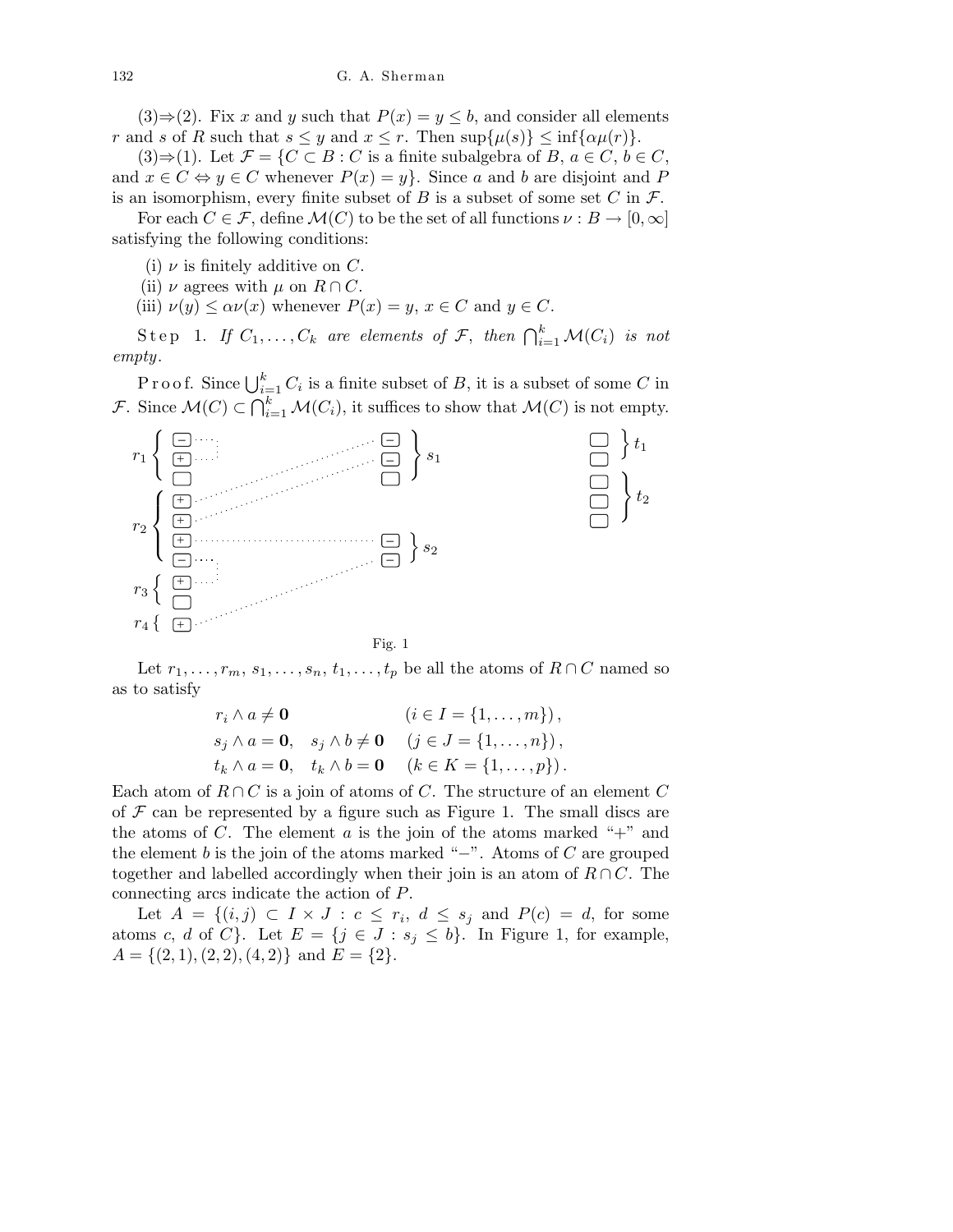(3)⇒(2). Fix $x$ and $y$ such that $P(x) = y \leq b$, and consider all elements $r$ and $s$ of $R$ such that $s \leq y$ and $x \leq r$. Then $\sup\{\mu(s)\} \leq \inf\{\alpha\mu(r)\}$.

(3)⇒(1). Let $\mathcal{F} = \{C \subset B : C$ is a finite subalgebra of $B$, $a \in C$, $b \in C$, and $x \in C \Leftrightarrow y \in C$ whenever $P(x) = y\}$. Since $a$ and $b$ are disjoint and $P$ is an isomorphism, every finite subset of $B$ is a subset of some set $C$ in $\mathcal{F}$.

For each $C \in \mathcal{F}$, define $\mathcal{M}(C)$ to be the set of all functions $\nu : B \to [0, \infty]$ satisfying the following conditions:

(i) $\nu$ is finitely additive on $C$.
(ii) $\nu$ agrees with $\mu$ on $R \cap C$.
(iii) $\nu(y) \leq \alpha\nu(x)$ whenever $P(x) = y$, $x \in C$ and $y \in C$.

Step 1. *If $C_1, \ldots, C_k$ are elements of $\mathcal{F}$, then $\bigcap_{i=1}^{k} \mathcal{M}(C_i)$ is not empty.*

Proof. Since $\bigcup_{i=1}^{k} C_i$ is a finite subset of $B$, it is a subset of some $C$ in $\mathcal{F}$. Since $\mathcal{M}(C) \subset \bigcap_{i=1}^{k} \mathcal{M}(C_i)$, it suffices to show that $\mathcal{M}(C)$ is not empty.

Fig. 1

Let $r_1, \ldots, r_m$, $s_1, \ldots, s_n$, $t_1, \ldots, t_p$ be all the atoms of $R \cap C$ named so as to satisfy

$$
\begin{aligned}
&r_i \wedge a \neq \mathbf{0} && (i \in I = \{1, \ldots, m\}), \\
&s_j \wedge a = \mathbf{0}, \quad s_j \wedge b \neq \mathbf{0} && (j \in J = \{1, \ldots, n\}), \\
&t_k \wedge a = \mathbf{0}, \quad t_k \wedge b = \mathbf{0} && (k \in K = \{1, \ldots, p\}).
\end{aligned}
$$

Each atom of $R \cap C$ is a join of atoms of $C$. The structure of an element $C$ of $\mathcal{F}$ can be represented by a figure such as Figure 1. The small discs are the atoms of $C$. The element $a$ is the join of the atoms marked "+" and the element $b$ is the join of the atoms marked "−". Atoms of $C$ are grouped together and labelled accordingly when their join is an atom of $R \cap C$. The connecting arcs indicate the action of $P$.

Let $A = \{(i, j) \subset I \times J : c \leq r_i,\ d \leq s_j$ and $P(c) = d$, for some atoms $c$, $d$ of $C\}$. Let $E = \{j \in J : s_j \leq b\}$. In Figure 1, for example, $A = \{(2, 1), (2, 2), (4, 2)\}$ and $E = \{2\}$.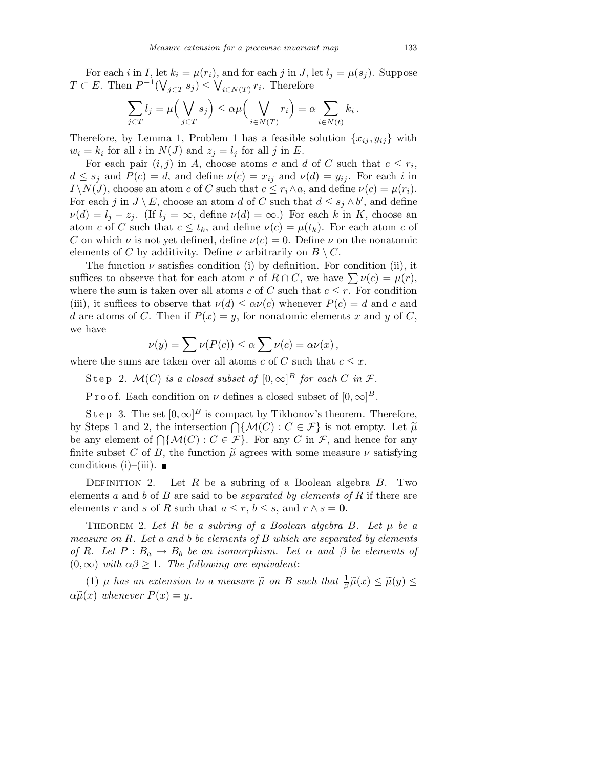For each $i$ in $I$, let $k_i = \mu(r_i)$, and for each $j$ in $J$, let $l_j = \mu(s_j)$. Suppose $T \subset E$. Then $P^{-1}(\bigvee_{j\in T} s_j) \le \bigvee_{i \in N(T)} r_i$. Therefore

$$\sum_{j\in T} l_j = \mu\Big(\bigvee_{j\in T} s_j\Big) \le \alpha\mu\Big(\bigvee_{i\in N(T)} r_i\Big) = \alpha \sum_{i\in N(t)} k_i\,.$$

Therefore, by Lemma 1, Problem 1 has a feasible solution $\{x_{ij}, y_{ij}\}$ with $w_i = k_i$ for all $i$ in $N(J)$ and $z_j = l_j$ for all $j$ in $E$.

For each pair $(i,j)$ in $A$, choose atoms $c$ and $d$ of $C$ such that $c \le r_i$, $d \le s_j$ and $P(c) = d$, and define $\nu(c) = x_{ij}$ and $\nu(d) = y_{ij}$. For each $i$ in $I \setminus N(J)$, choose an atom $c$ of $C$ such that $c \le r_i \wedge a$, and define $\nu(c) = \mu(r_i)$. For each $j$ in $J \setminus E$, choose an atom $d$ of $C$ such that $d \le s_j \wedge b'$, and define $\nu(d) = l_j - z_j$. (If $l_j = \infty$, define $\nu(d) = \infty$.) For each $k$ in $K$, choose an atom $c$ of $C$ such that $c \le t_k$, and define $\nu(c) = \mu(t_k)$. For each atom $c$ of $C$ on which $\nu$ is not yet defined, define $\nu(c) = 0$. Define $\nu$ on the nonatomic elements of $C$ by additivity. Define $\nu$ arbitrarily on $B \setminus C$.

The function $\nu$ satisfies condition (i) by definition. For condition (ii), it suffices to observe that for each atom $r$ of $R \cap C$, we have $\sum \nu(c) = \mu(r)$, where the sum is taken over all atoms $c$ of $C$ such that $c \le r$. For condition (iii), it suffices to observe that $\nu(d) \le \alpha\nu(c)$ whenever $P(c) = d$ and $c$ and $d$ are atoms of $C$. Then if $P(x) = y$, for nonatomic elements $x$ and $y$ of $C$, we have

$$\nu(y) = \sum \nu(P(c)) \le \alpha \sum \nu(c) = \alpha\nu(x)\,,$$

where the sums are taken over all atoms $c$ of $C$ such that $c \le x$.

Step 2. *$\mathcal{M}(C)$ is a closed subset of $[0,\infty]^B$ for each $C$ in $\mathcal{F}$.*

Proof. Each condition on $\nu$ defines a closed subset of $[0,\infty]^B$.

Step 3. The set $[0,\infty]^B$ is compact by Tikhonov's theorem. Therefore, by Steps 1 and 2, the intersection $\bigcap\{\mathcal{M}(C) : C \in \mathcal{F}\}$ is not empty. Let $\widetilde{\mu}$ be any element of $\bigcap\{\mathcal{M}(C) : C \in \mathcal{F}\}$. For any $C$ in $\mathcal{F}$, and hence for any finite subset $C$ of $B$, the function $\widetilde{\mu}$ agrees with some measure $\nu$ satisfying conditions (i)–(iii). ∎

Definition 2. Let $R$ be a subring of a Boolean algebra $B$. Two elements $a$ and $b$ of $B$ are said to be *separated by elements of* $R$ if there are elements $r$ and $s$ of $R$ such that $a \le r$, $b \le s$, and $r \wedge s = \mathbf{0}$.

Theorem 2. *Let $R$ be a subring of a Boolean algebra $B$. Let $\mu$ be a measure on $R$. Let $a$ and $b$ be elements of $B$ which are separated by elements of $R$. Let $P : B_a \to B_b$ be an isomorphism. Let $\alpha$ and $\beta$ be elements of $(0,\infty)$ with $\alpha\beta \ge 1$. The following are equivalent*:

(1) *$\mu$ has an extension to a measure $\widetilde{\mu}$ on $B$ such that $\frac{1}{\beta}\widetilde{\mu}(x) \le \widetilde{\mu}(y) \le \alpha\widetilde{\mu}(x)$ whenever $P(x) = y$.*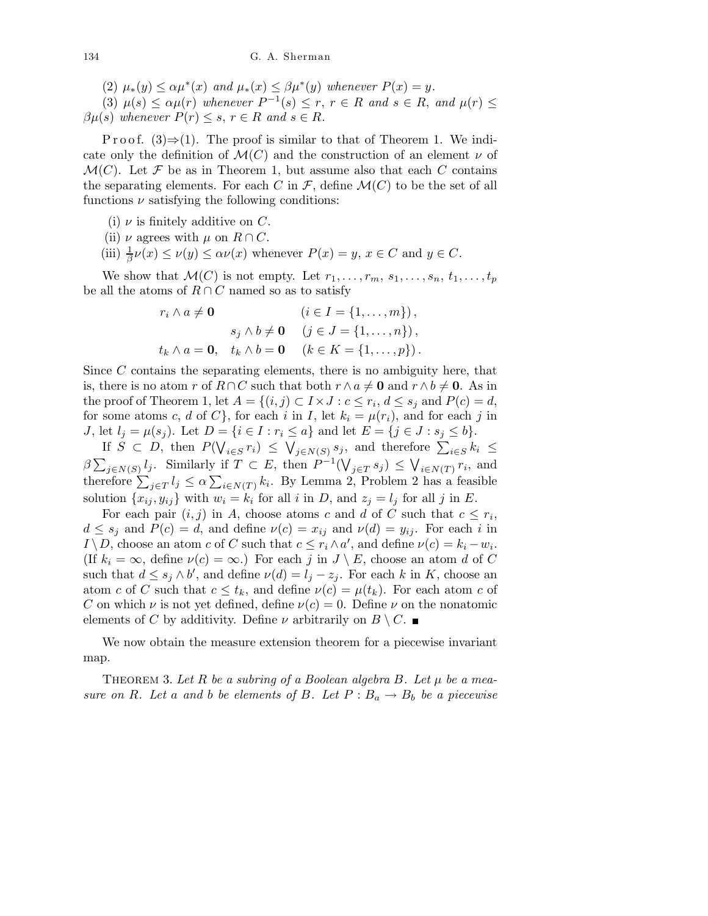(2) *$\mu_*(y) \le \alpha\mu^*(x)$ and $\mu_*(x) \le \beta\mu^*(y)$ whenever $P(x) = y$.*

(3) *$\mu(s) \le \alpha\mu(r)$ whenever $P^{-1}(s) \le r$, $r \in R$ and $s \in R$, and $\mu(r) \le \beta\mu(s)$ whenever $P(r) \le s$, $r \in R$ and $s \in R$.*

Proof. (3)⇒(1). The proof is similar to that of Theorem 1. We indicate only the definition of $\mathcal{M}(C)$ and the construction of an element $\nu$ of $\mathcal{M}(C)$. Let $\mathcal{F}$ be as in Theorem 1, but assume also that each $C$ contains the separating elements. For each $C$ in $\mathcal{F}$, define $\mathcal{M}(C)$ to be the set of all functions $\nu$ satisfying the following conditions:

(i) $\nu$ is finitely additive on $C$.

(ii) $\nu$ agrees with $\mu$ on $R \cap C$.

(iii) $\frac{1}{\beta}\nu(x) \le \nu(y) \le \alpha\nu(x)$ whenever $P(x) = y$, $x \in C$ and $y \in C$.

We show that $\mathcal{M}(C)$ is not empty. Let $r_1, \ldots, r_m$, $s_1, \ldots, s_n$, $t_1, \ldots, t_p$ be all the atoms of $R \cap C$ named so as to satisfy

$$\begin{aligned}
r_i \wedge a &\ne \mathbf{0} & &(i \in I = \{1, \ldots, m\}),\\
& & s_j \wedge b \ne \mathbf{0} \quad &(j \in J = \{1, \ldots, n\}),\\
t_k \wedge a &= \mathbf{0}, & t_k \wedge b = \mathbf{0} \quad &(k \in K = \{1, \ldots, p\}).
\end{aligned}$$

Since $C$ contains the separating elements, there is no ambiguity here, that is, there is no atom $r$ of $R \cap C$ such that both $r \wedge a \ne \mathbf{0}$ and $r \wedge b \ne \mathbf{0}$. As in the proof of Theorem 1, let $A = \{(i,j) \subset I \times J : c \le r_i,\ d \le s_j \text{ and } P(c) = d,$ for some atoms $c$, $d$ of $C\}$, for each $i$ in $I$, let $k_i = \mu(r_i)$, and for each $j$ in $J$, let $l_j = \mu(s_j)$. Let $D = \{i \in I : r_i \le a\}$ and let $E = \{j \in J : s_j \le b\}$.

If $S \subset D$, then $P(\bigvee_{i \in S} r_i) \le \bigvee_{j \in N(S)} s_j$, and therefore $\sum_{i \in S} k_i \le \beta \sum_{j \in N(S)} l_j$. Similarly if $T \subset E$, then $P^{-1}(\bigvee_{j \in T} s_j) \le \bigvee_{i \in N(T)} r_i$, and therefore $\sum_{j \in T} l_j \le \alpha \sum_{i \in N(T)} k_i$. By Lemma 2, Problem 2 has a feasible solution $\{x_{ij}, y_{ij}\}$ with $w_i = k_i$ for all $i$ in $D$, and $z_j = l_j$ for all $j$ in $E$.

For each pair $(i,j)$ in $A$, choose atoms $c$ and $d$ of $C$ such that $c \le r_i$, $d \le s_j$ and $P(c) = d$, and define $\nu(c) = x_{ij}$ and $\nu(d) = y_{ij}$. For each $i$ in $I \setminus D$, choose an atom $c$ of $C$ such that $c \le r_i \wedge a'$, and define $\nu(c) = k_i - w_i$. (If $k_i = \infty$, define $\nu(c) = \infty$.) For each $j$ in $J \setminus E$, choose an atom $d$ of $C$ such that $d \le s_j \wedge b'$, and define $\nu(d) = l_j - z_j$. For each $k$ in $K$, choose an atom $c$ of $C$ such that $c \le t_k$, and define $\nu(c) = \mu(t_k)$. For each atom $c$ of $C$ on which $\nu$ is not yet defined, define $\nu(c) = 0$. Define $\nu$ on the nonatomic elements of $C$ by additivity. Define $\nu$ arbitrarily on $B \setminus C$. ∎

We now obtain the measure extension theorem for a piecewise invariant map.

THEOREM 3. *Let $R$ be a subring of a Boolean algebra $B$. Let $\mu$ be a measure on $R$. Let $a$ and $b$ be elements of $B$. Let $P : B_a \to B_b$ be a piecewise*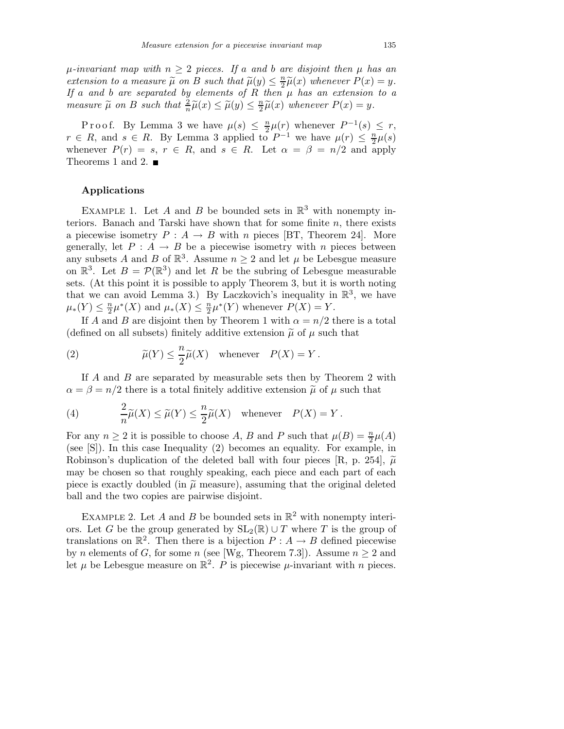*$\mu$-invariant map with $n \geq 2$ pieces. If $a$ and $b$ are disjoint then $\mu$ has an extension to a measure $\widetilde{\mu}$ on $B$ such that $\widetilde{\mu}(y) \leq \frac{n}{2}\widetilde{\mu}(x)$ whenever $P(x) = y$. If $a$ and $b$ are separated by elements of $R$ then $\mu$ has an extension to a measure $\widetilde{\mu}$ on $B$ such that $\frac{2}{n}\widetilde{\mu}(x) \leq \widetilde{\mu}(y) \leq \frac{n}{2}\widetilde{\mu}(x)$ whenever $P(x) = y$.*

Proof. By Lemma 3 we have $\mu(s) \leq \frac{n}{2}\mu(r)$ whenever $P^{-1}(s) \leq r$, $r \in R$, and $s \in R$. By Lemma 3 applied to $P^{-1}$ we have $\mu(r) \leq \frac{n}{2}\mu(s)$ whenever $P(r) = s$, $r \in R$, and $s \in R$. Let $\alpha = \beta = n/2$ and apply Theorems 1 and 2. ∎

## Applications

Example 1. Let $A$ and $B$ be bounded sets in $\mathbb{R}^3$ with nonempty interiors. Banach and Tarski have shown that for some finite $n$, there exists a piecewise isometry $P : A \to B$ with $n$ pieces [BT, Theorem 24]. More generally, let $P : A \to B$ be a piecewise isometry with $n$ pieces between any subsets $A$ and $B$ of $\mathbb{R}^3$. Assume $n \geq 2$ and let $\mu$ be Lebesgue measure on $\mathbb{R}^3$. Let $B = \mathcal{P}(\mathbb{R}^3)$ and let $R$ be the subring of Lebesgue measurable sets. (At this point it is possible to apply Theorem 3, but it is worth noting that we can avoid Lemma 3.) By Laczkovich's inequality in $\mathbb{R}^3$, we have $\mu_*(Y) \leq \frac{n}{2}\mu^*(X)$ and $\mu_*(X) \leq \frac{n}{2}\mu^*(Y)$ whenever $P(X) = Y$.

If $A$ and $B$ are disjoint then by Theorem 1 with $\alpha = n/2$ there is a total (defined on all subsets) finitely additive extension $\widetilde{\mu}$ of $\mu$ such that

$$\widetilde{\mu}(Y) \leq \frac{n}{2}\widetilde{\mu}(X) \quad \text{whenever} \quad P(X) = Y\,. \tag{2}$$

If $A$ and $B$ are separated by measurable sets then by Theorem 2 with $\alpha = \beta = n/2$ there is a total finitely additive extension $\widetilde{\mu}$ of $\mu$ such that

$$\frac{2}{n}\widetilde{\mu}(X) \leq \widetilde{\mu}(Y) \leq \frac{n}{2}\widetilde{\mu}(X) \quad \text{whenever} \quad P(X) = Y\,. \tag{4}$$

For any $n \geq 2$ it is possible to choose $A$, $B$ and $P$ such that $\mu(B) = \frac{n}{2}\mu(A)$ (see [S]). In this case Inequality (2) becomes an equality. For example, in Robinson's duplication of the deleted ball with four pieces [R, p. 254], $\widetilde{\mu}$ may be chosen so that roughly speaking, each piece and each part of each piece is exactly doubled (in $\widetilde{\mu}$ measure), assuming that the original deleted ball and the two copies are pairwise disjoint.

Example 2. Let $A$ and $B$ be bounded sets in $\mathbb{R}^2$ with nonempty interiors. Let $G$ be the group generated by $\mathrm{SL}_2(\mathbb{R}) \cup T$ where $T$ is the group of translations on $\mathbb{R}^2$. Then there is a bijection $P : A \to B$ defined piecewise by $n$ elements of $G$, for some $n$ (see [Wg, Theorem 7.3]). Assume $n \geq 2$ and let $\mu$ be Lebesgue measure on $\mathbb{R}^2$. $P$ is piecewise $\mu$-invariant with $n$ pieces.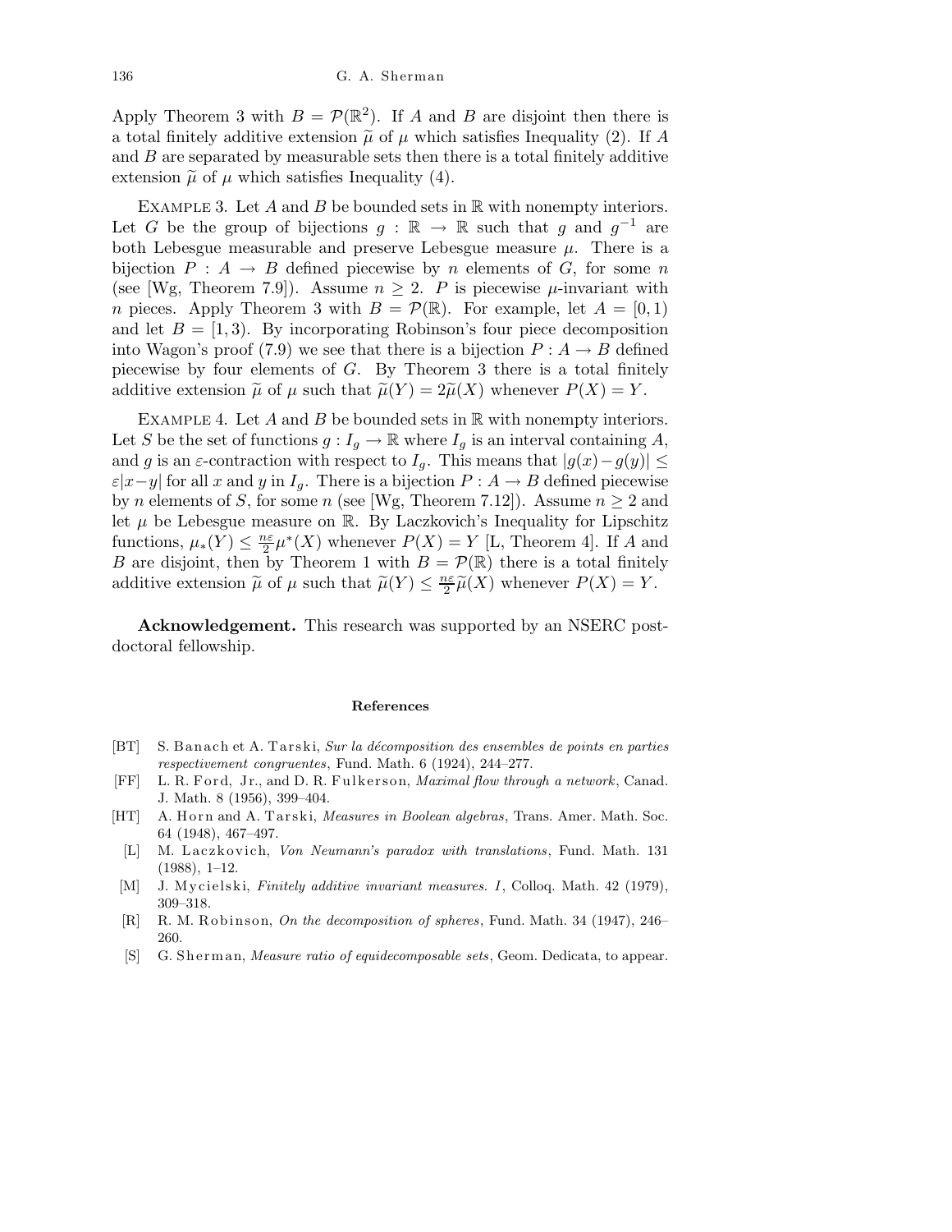Apply Theorem 3 with $B = \mathcal{P}(\mathbb{R}^2)$. If $A$ and $B$ are disjoint then there is a total finitely additive extension $\widetilde{\mu}$ of $\mu$ which satisfies Inequality (2). If $A$ and $B$ are separated by measurable sets then there is a total finitely additive extension $\widetilde{\mu}$ of $\mu$ which satisfies Inequality (4).

EXAMPLE 3. Let $A$ and $B$ be bounded sets in $\mathbb{R}$ with nonempty interiors. Let $G$ be the group of bijections $g : \mathbb{R} \to \mathbb{R}$ such that $g$ and $g^{-1}$ are both Lebesgue measurable and preserve Lebesgue measure $\mu$. There is a bijection $P : A \to B$ defined piecewise by $n$ elements of $G$, for some $n$ (see [Wg, Theorem 7.9]). Assume $n \geq 2$. $P$ is piecewise $\mu$-invariant with $n$ pieces. Apply Theorem 3 with $B = \mathcal{P}(\mathbb{R})$. For example, let $A = [0,1)$ and let $B = [1,3)$. By incorporating Robinson's four piece decomposition into Wagon's proof (7.9) we see that there is a bijection $P : A \to B$ defined piecewise by four elements of $G$. By Theorem 3 there is a total finitely additive extension $\widetilde{\mu}$ of $\mu$ such that $\widetilde{\mu}(Y) = 2\widetilde{\mu}(X)$ whenever $P(X) = Y$.

EXAMPLE 4. Let $A$ and $B$ be bounded sets in $\mathbb{R}$ with nonempty interiors. Let $S$ be the set of functions $g : I_g \to \mathbb{R}$ where $I_g$ is an interval containing $A$, and $g$ is an $\varepsilon$-contraction with respect to $I_g$. This means that $|g(x) - g(y)| \leq \varepsilon|x-y|$ for all $x$ and $y$ in $I_g$. There is a bijection $P : A \to B$ defined piecewise by $n$ elements of $S$, for some $n$ (see [Wg, Theorem 7.12]). Assume $n \geq 2$ and let $\mu$ be Lebesgue measure on $\mathbb{R}$. By Laczkovich's Inequality for Lipschitz functions, $\mu_*(Y) \leq \frac{n\varepsilon}{2}\mu^*(X)$ whenever $P(X) = Y$ [L, Theorem 4]. If $A$ and $B$ are disjoint, then by Theorem 1 with $B = \mathcal{P}(\mathbb{R})$ there is a total finitely additive extension $\widetilde{\mu}$ of $\mu$ such that $\widetilde{\mu}(Y) \leq \frac{n\varepsilon}{2}\widetilde{\mu}(X)$ whenever $P(X) = Y$.

**Acknowledgement.** This research was supported by an NSERC post-doctoral fellowship.

## References

[BT] S. Banach et A. Tarski, *Sur la décomposition des ensembles de points en parties respectivement congruentes*, Fund. Math. 6 (1924), 244–277.

[FF] L. R. Ford, Jr., and D. R. Fulkerson, *Maximal flow through a network*, Canad. J. Math. 8 (1956), 399–404.

[HT] A. Horn and A. Tarski, *Measures in Boolean algebras*, Trans. Amer. Math. Soc. 64 (1948), 467–497.

[L] M. Laczkovich, *Von Neumann's paradox with translations*, Fund. Math. 131 (1988), 1–12.

[M] J. Mycielski, *Finitely additive invariant measures. I*, Colloq. Math. 42 (1979), 309–318.

[R] R. M. Robinson, *On the decomposition of spheres*, Fund. Math. 34 (1947), 246–260.

[S] G. Sherman, *Measure ratio of equidecomposable sets*, Geom. Dedicata, to appear.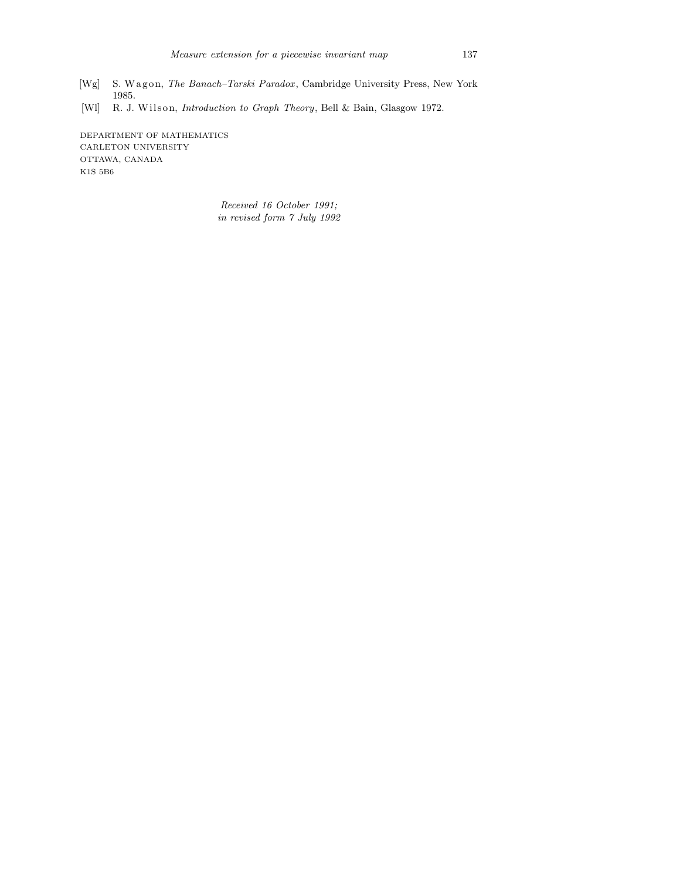[Wg] S. Wagon, *The Banach–Tarski Paradox*, Cambridge University Press, New York 1985.

[Wl] R. J. Wilson, *Introduction to Graph Theory*, Bell & Bain, Glasgow 1972.

DEPARTMENT OF MATHEMATICS
CARLETON UNIVERSITY
OTTAWA, CANADA
K1S 5B6

*Received 16 October 1991;*
*in revised form 7 July 1992*